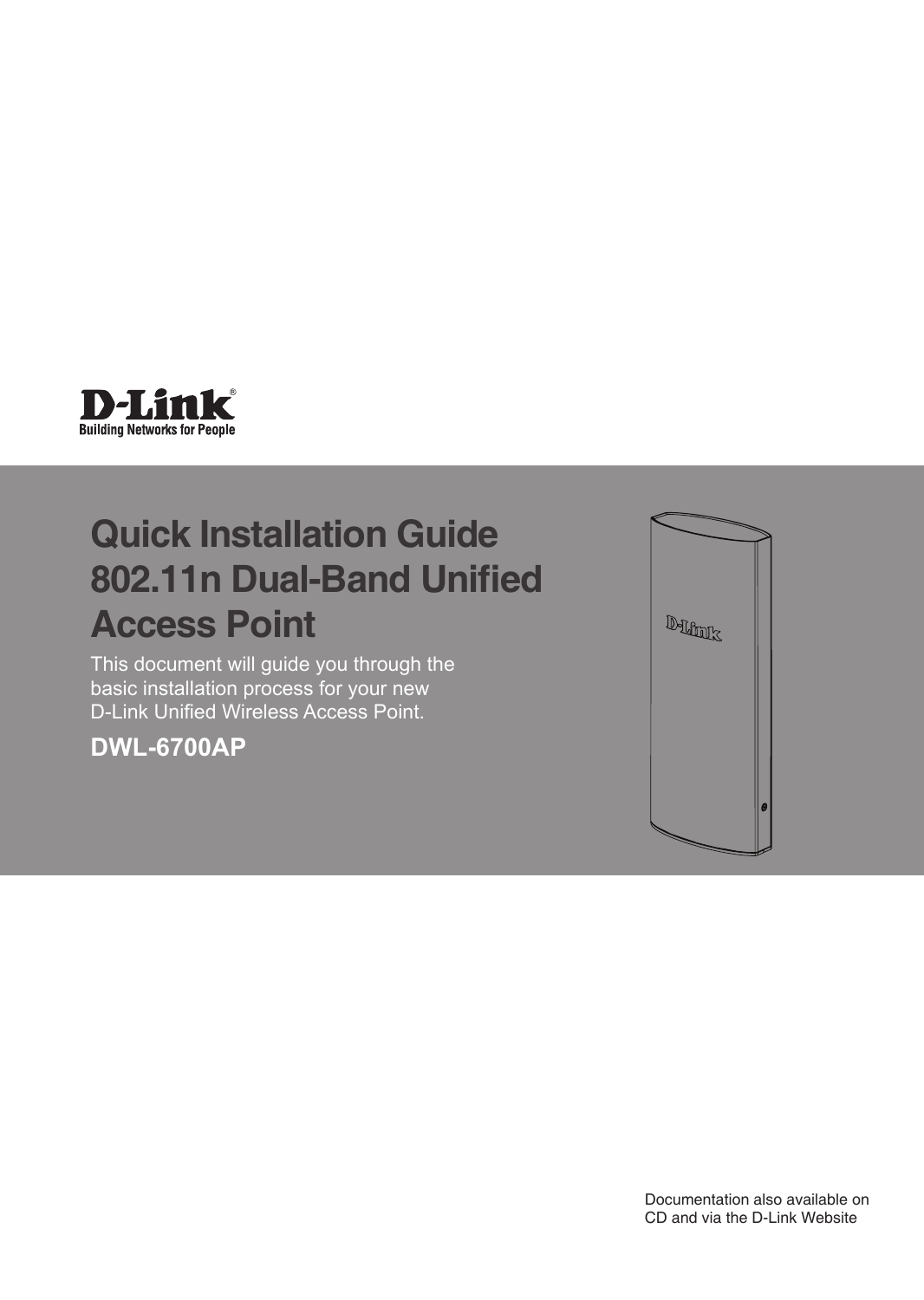D-Link
Building Networks for People

# Quick Installation Guide 802.11n Dual-Band Unified Access Point

This document will guide you through the basic installation process for your new D-Link Unified Wireless Access Point.

**DWL-6700AP**

Documentation also available on CD and via the D-Link Website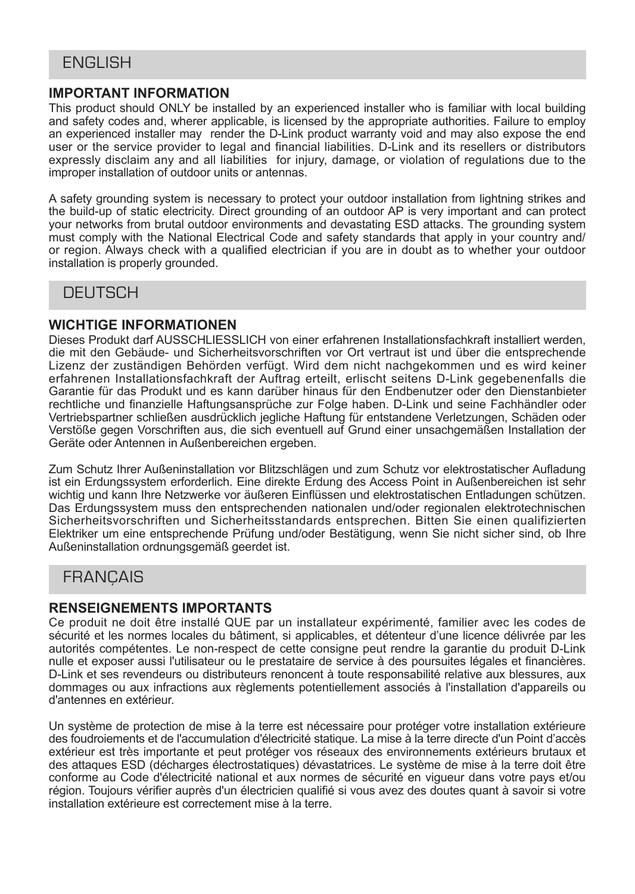## ENGLISH

### IMPORTANT INFORMATION

This product should ONLY be installed by an experienced installer who is familiar with local building and safety codes and, wherer applicable, is licensed by the appropriate authorities. Failure to employ an experienced installer may render the D-Link product warranty void and may also expose the end user or the service provider to legal and financial liabilities. D-Link and its resellers or distributors expressly disclaim any and all liabilities for injury, damage, or violation of regulations due to the improper installation of outdoor units or antennas.

A safety grounding system is necessary to protect your outdoor installation from lightning strikes and the build-up of static electricity. Direct grounding of an outdoor AP is very important and can protect your networks from brutal outdoor environments and devastating ESD attacks. The grounding system must comply with the National Electrical Code and safety standards that apply in your country and/or region. Always check with a qualified electrician if you are in doubt as to whether your outdoor installation is properly grounded.

## DEUTSCH

### WICHTIGE INFORMATIONEN

Dieses Produkt darf AUSSCHLIESSLICH von einer erfahrenen Installationsfachkraft installiert werden, die mit den Gebäude- und Sicherheitsvorschriften vor Ort vertraut ist und über die entsprechende Lizenz der zuständigen Behörden verfügt. Wird dem nicht nachgekommen und es wird keiner erfahrenen Installationsfachkraft der Auftrag erteilt, erlischt seitens D-Link gegebenenfalls die Garantie für das Produkt und es kann darüber hinaus für den Endbenutzer oder den Dienstanbieter rechtliche und finanzielle Haftungsansprüche zur Folge haben. D-Link und seine Fachhändler oder Vertriebspartner schließen ausdrücklich jegliche Haftung für entstandene Verletzungen, Schäden oder Verstöße gegen Vorschriften aus, die sich eventuell auf Grund einer unsachgemäßen Installation der Geräte oder Antennen in Außenbereichen ergeben.

Zum Schutz Ihrer Außeninstallation vor Blitzschlägen und zum Schutz vor elektrostatischer Aufladung ist ein Erdungssystem erforderlich. Eine direkte Erdung des Access Point in Außenbereichen ist sehr wichtig und kann Ihre Netzwerke vor äußeren Einflüssen und elektrostatischen Entladungen schützen. Das Erdungssystem muss den entsprechenden nationalen und/oder regionalen elektrotechnischen Sicherheitsvorschriften und Sicherheitsstandards entsprechen. Bitten Sie einen qualifizierten Elektriker um eine entsprechende Prüfung und/oder Bestätigung, wenn Sie nicht sicher sind, ob Ihre Außeninstallation ordnungsgemäß geerdet ist.

## FRANÇAIS

### RENSEIGNEMENTS IMPORTANTS

Ce produit ne doit être installé QUE par un installateur expérimenté, familier avec les codes de sécurité et les normes locales du bâtiment, si applicables, et détenteur d'une licence délivrée par les autorités compétentes. Le non-respect de cette consigne peut rendre la garantie du produit D-Link nulle et exposer aussi l'utilisateur ou le prestataire de service à des poursuites légales et financières. D-Link et ses revendeurs ou distributeurs renoncent à toute responsabilité relative aux blessures, aux dommages ou aux infractions aux règlements potentiellement associés à l'installation d'appareils ou d'antennes en extérieur.

Un système de protection de mise à la terre est nécessaire pour protéger votre installation extérieure des foudroiements et de l'accumulation d'électricité statique. La mise à la terre directe d'un Point d'accès extérieur est très importante et peut protéger vos réseaux des environnements extérieurs brutaux et des attaques ESD (décharges électrostatiques) dévastatrices. Le système de mise à la terre doit être conforme au Code d'électricité national et aux normes de sécurité en vigueur dans votre pays et/ou région. Toujours vérifier auprès d'un électricien qualifié si vous avez des doutes quant à savoir si votre installation extérieure est correctement mise à la terre.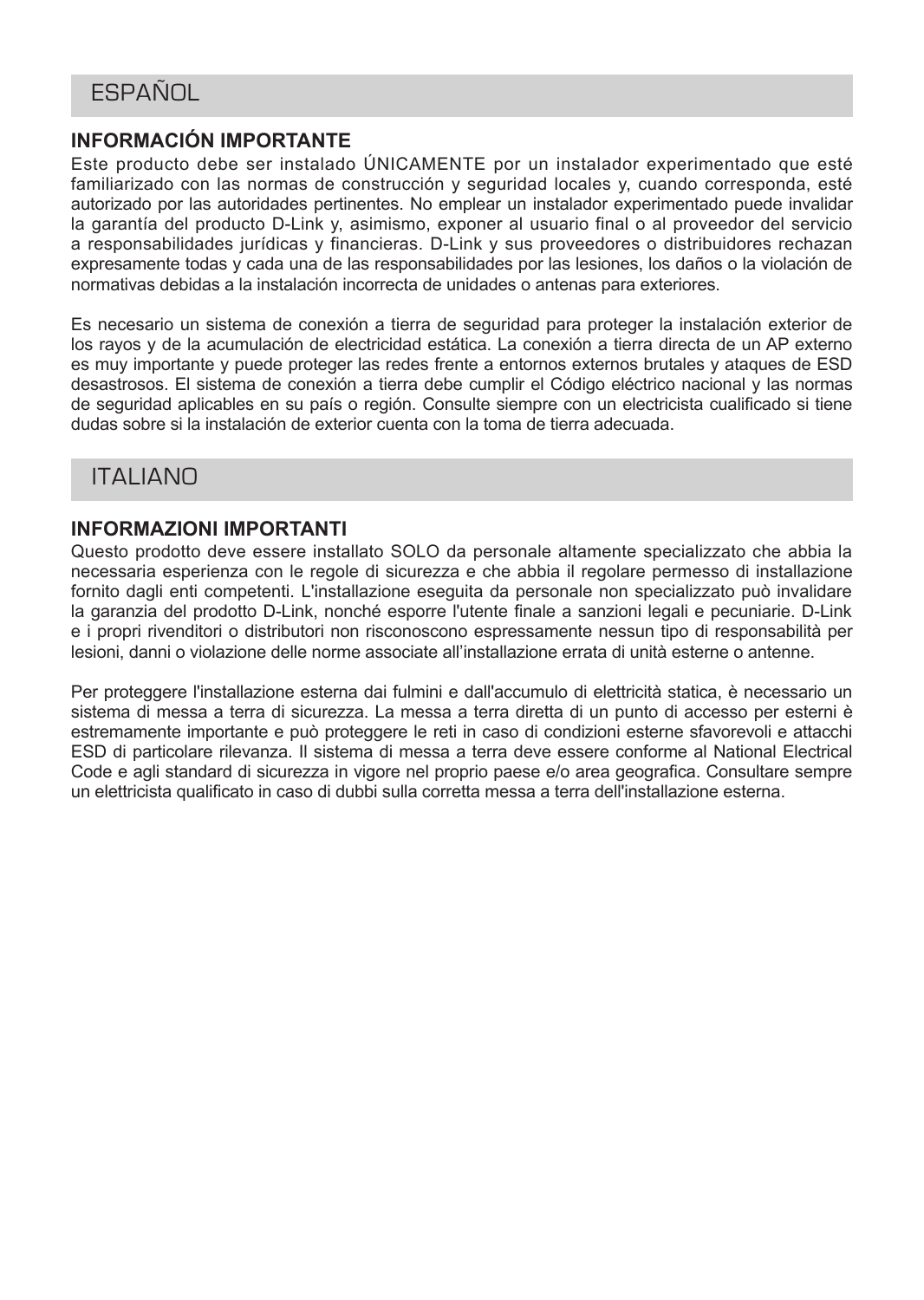## ESPAÑOL

### INFORMACIÓN IMPORTANTE

Este producto debe ser instalado ÚNICAMENTE por un instalador experimentado que esté familiarizado con las normas de construcción y seguridad locales y, cuando corresponda, esté autorizado por las autoridades pertinentes. No emplear un instalador experimentado puede invalidar la garantía del producto D-Link y, asimismo, exponer al usuario final o al proveedor del servicio a responsabilidades jurídicas y financieras. D-Link y sus proveedores o distribuidores rechazan expresamente todas y cada una de las responsabilidades por las lesiones, los daños o la violación de normativas debidas a la instalación incorrecta de unidades o antenas para exteriores.

Es necesario un sistema de conexión a tierra de seguridad para proteger la instalación exterior de los rayos y de la acumulación de electricidad estática. La conexión a tierra directa de un AP externo es muy importante y puede proteger las redes frente a entornos externos brutales y ataques de ESD desastrosos. El sistema de conexión a tierra debe cumplir el Código eléctrico nacional y las normas de seguridad aplicables en su país o región. Consulte siempre con un electricista cualificado si tiene dudas sobre si la instalación de exterior cuenta con la toma de tierra adecuada.

## ITALIANO

### INFORMAZIONI IMPORTANTI

Questo prodotto deve essere installato SOLO da personale altamente specializzato che abbia la necessaria esperienza con le regole di sicurezza e che abbia il regolare permesso di installazione fornito dagli enti competenti. L'installazione eseguita da personale non specializzato può invalidare la garanzia del prodotto D-Link, nonché esporre l'utente finale a sanzioni legali e pecuniarie. D-Link e i propri rivenditori o distributori non risconoscono espressamente nessun tipo di responsabilità per lesioni, danni o violazione delle norme associate all'installazione errata di unità esterne o antenne.

Per proteggere l'installazione esterna dai fulmini e dall'accumulo di elettricità statica, è necessario un sistema di messa a terra di sicurezza. La messa a terra diretta di un punto di accesso per esterni è estremamente importante e può proteggere le reti in caso di condizioni esterne sfavorevoli e attacchi ESD di particolare rilevanza. Il sistema di messa a terra deve essere conforme al National Electrical Code e agli standard di sicurezza in vigore nel proprio paese e/o area geografica. Consultare sempre un elettricista qualificato in caso di dubbi sulla corretta messa a terra dell'installazione esterna.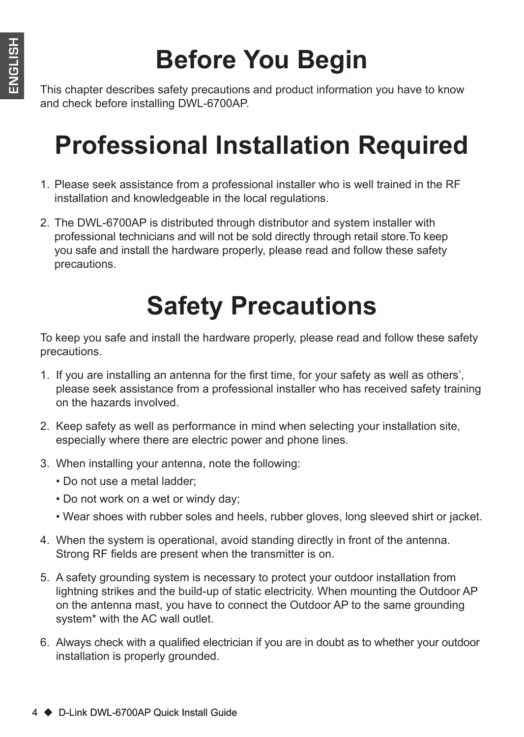# Before You Begin

This chapter describes safety precautions and product information you have to know and check before installing DWL-6700AP.

# Professional Installation Required

1. Please seek assistance from a professional installer who is well trained in the RF installation and knowledgeable in the local regulations.
2. The DWL-6700AP is distributed through distributor and system installer with professional technicians and will not be sold directly through retail store.To keep you safe and install the hardware properly, please read and follow these safety precautions.

# Safety Precautions

To keep you safe and install the hardware properly, please read and follow these safety precautions.

1. If you are installing an antenna for the first time, for your safety as well as others', please seek assistance from a professional installer who has received safety training on the hazards involved.
2. Keep safety as well as performance in mind when selecting your installation site, especially where there are electric power and phone lines.
3. When installing your antenna, note the following:
   - Do not use a metal ladder;
   - Do not work on a wet or windy day;
   - Wear shoes with rubber soles and heels, rubber gloves, long sleeved shirt or jacket.
4. When the system is operational, avoid standing directly in front of the antenna. Strong RF fields are present when the transmitter is on.
5. A safety grounding system is necessary to protect your outdoor installation from lightning strikes and the build-up of static electricity. When mounting the Outdoor AP on the antenna mast, you have to connect the Outdoor AP to the same grounding system* with the AC wall outlet.
6. Always check with a qualified electrician if you are in doubt as to whether your outdoor installation is properly grounded.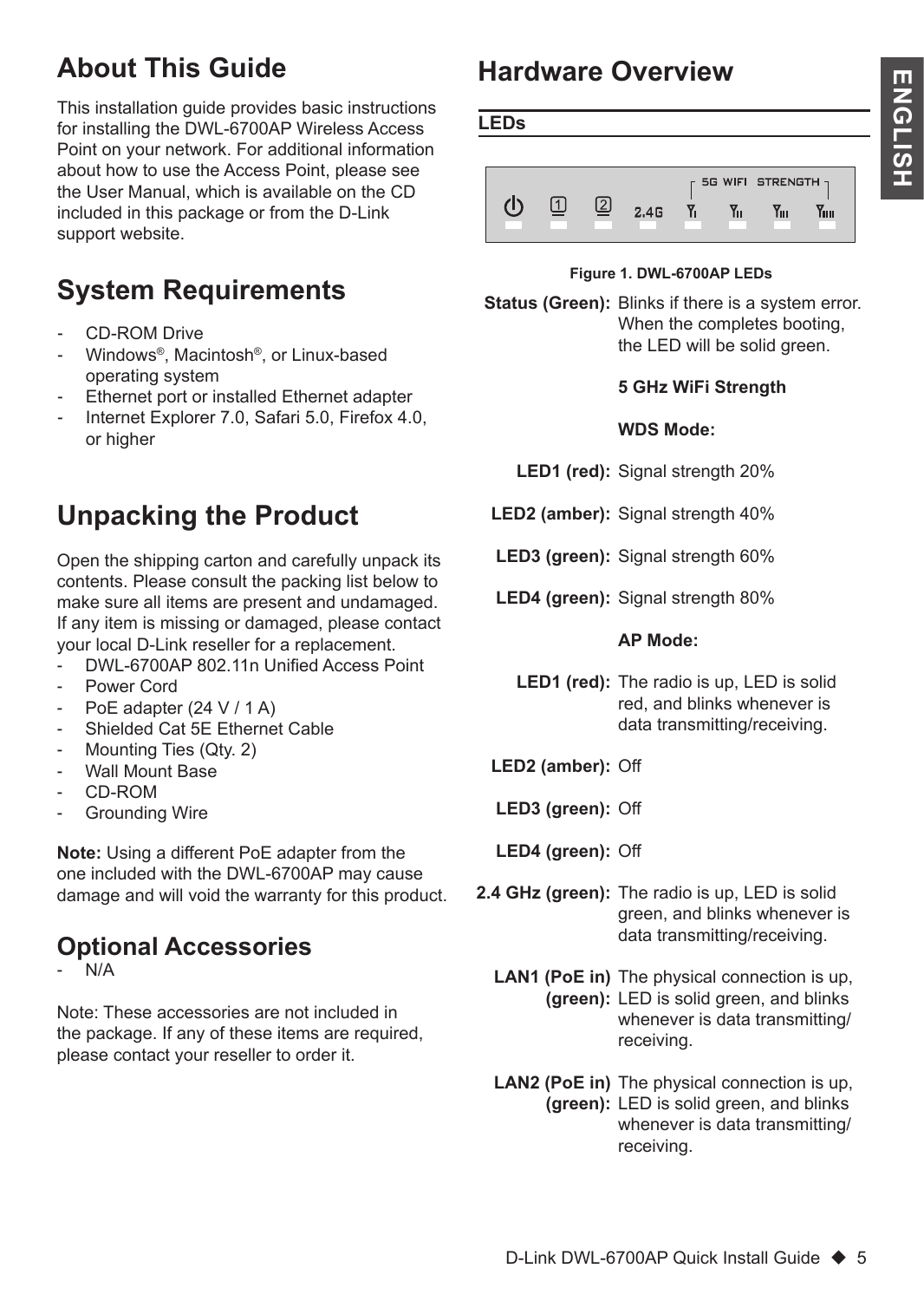## About This Guide

This installation guide provides basic instructions for installing the DWL-6700AP Wireless Access Point on your network. For additional information about how to use the Access Point, please see the User Manual, which is available on the CD included in this package or from the D-Link support website.

## System Requirements

- CD-ROM Drive
- Windows®, Macintosh®, or Linux-based operating system
- Ethernet port or installed Ethernet adapter
- Internet Explorer 7.0, Safari 5.0, Firefox 4.0, or higher

## Unpacking the Product

Open the shipping carton and carefully unpack its contents. Please consult the packing list below to make sure all items are present and undamaged. If any item is missing or damaged, please contact your local D-Link reseller for a replacement.

- DWL-6700AP 802.11n Unified Access Point
- Power Cord
- PoE adapter (24 V / 1 A)
- Shielded Cat 5E Ethernet Cable
- Mounting Ties (Qty. 2)
- Wall Mount Base
- CD-ROM
- Grounding Wire

**Note:** Using a different PoE adapter from the one included with the DWL-6700AP may cause damage and will void the warranty for this product.

### Optional Accessories

- N/A

Note: These accessories are not included in the package. If any of these items are required, please contact your reseller to order it.

## Hardware Overview

### LEDs

Figure 1. DWL-6700AP LEDs

**Status (Green):** Blinks if there is a system error. When the completes booting, the LED will be solid green.

**5 GHz WiFi Strength**

**WDS Mode:**

**LED1 (red):** Signal strength 20%

**LED2 (amber):** Signal strength 40%

**LED3 (green):** Signal strength 60%

**LED4 (green):** Signal strength 80%

**AP Mode:**

**LED1 (red):** The radio is up, LED is solid red, and blinks whenever is data transmitting/receiving.

**LED2 (amber):** Off

**LED3 (green):** Off

**LED4 (green):** Off

**2.4 GHz (green):** The radio is up, LED is solid green, and blinks whenever is data transmitting/receiving.

**LAN1 (PoE in) (green):** The physical connection is up, LED is solid green, and blinks whenever is data transmitting/receiving.

**LAN2 (PoE in) (green):** The physical connection is up, LED is solid green, and blinks whenever is data transmitting/receiving.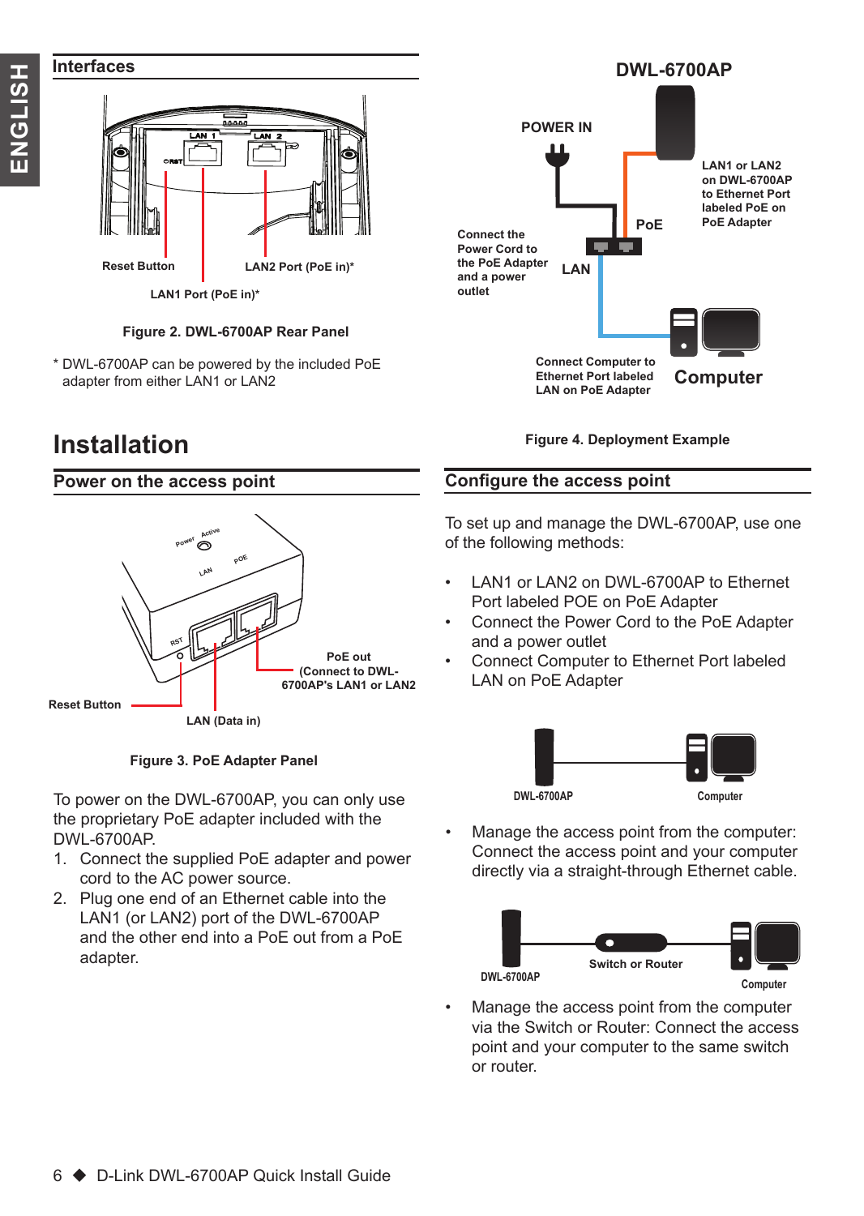## Interfaces

Reset Button

LAN2 Port (PoE in)*

LAN1 Port (PoE in)*

Figure 2. DWL-6700AP Rear Panel

\* DWL-6700AP can be powered by the included PoE adapter from either LAN1 or LAN2

DWL-6700AP

POWER IN

LAN1 or LAN2 on DWL-6700AP to Ethernet Port labeled PoE on PoE Adapter

PoE

Connect the Power Cord to the PoE Adapter and a power outlet

LAN

Connect Computer to Ethernet Port labeled LAN on PoE Adapter

Computer

Figure 4. Deployment Example

# Installation

## Power on the access point

Reset Button

PoE out (Connect to DWL-6700AP's LAN1 or LAN2

LAN (Data in)

Figure 3. PoE Adapter Panel

To power on the DWL-6700AP, you can only use the proprietary PoE adapter included with the DWL-6700AP.

1. Connect the supplied PoE adapter and power cord to the AC power source.
2. Plug one end of an Ethernet cable into the LAN1 (or LAN2) port of the DWL-6700AP and the other end into a PoE out from a PoE adapter.

## Configure the access point

To set up and manage the DWL-6700AP, use one of the following methods:

- LAN1 or LAN2 on DWL-6700AP to Ethernet Port labeled POE on PoE Adapter
- Connect the Power Cord to the PoE Adapter and a power outlet
- Connect Computer to Ethernet Port labeled LAN on PoE Adapter

DWL-6700AP Computer

- Manage the access point from the computer: Connect the access point and your computer directly via a straight-through Ethernet cable.

DWL-6700AP Switch or Router Computer

- Manage the access point from the computer via the Switch or Router: Connect the access point and your computer to the same switch or router.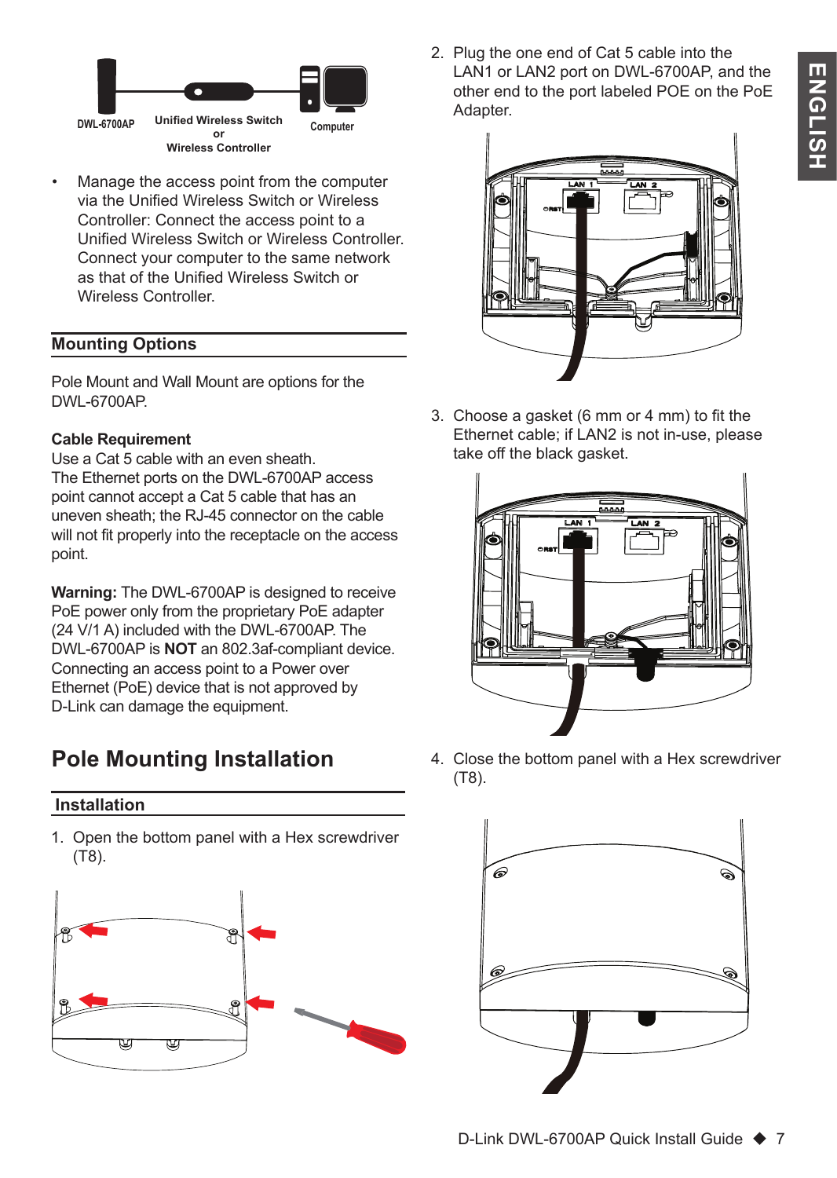DWL-6700AP    Unified Wireless Switch or Wireless Controller    Computer

- Manage the access point from the computer via the Unified Wireless Switch or Wireless Controller: Connect the access point to a Unified Wireless Switch or Wireless Controller. Connect your computer to the same network as that of the Unified Wireless Switch or Wireless Controller.

## Mounting Options

Pole Mount and Wall Mount are options for the DWL-6700AP.

**Cable Requirement**
Use a Cat 5 cable with an even sheath.
The Ethernet ports on the DWL-6700AP access point cannot accept a Cat 5 cable that has an uneven sheath; the RJ-45 connector on the cable will not fit properly into the receptacle on the access point.

**Warning:** The DWL-6700AP is designed to receive PoE power only from the proprietary PoE adapter (24 V/1 A) included with the DWL-6700AP. The DWL-6700AP is **NOT** an 802.3af-compliant device. Connecting an access point to a Power over Ethernet (PoE) device that is not approved by D-Link can damage the equipment.

# Pole Mounting Installation

## Installation

1. Open the bottom panel with a Hex screwdriver (T8).
2. Plug the one end of Cat 5 cable into the LAN1 or LAN2 port on DWL-6700AP, and the other end to the port labeled POE on the PoE Adapter.
3. Choose a gasket (6 mm or 4 mm) to fit the Ethernet cable; if LAN2 is not in-use, please take off the black gasket.
4. Close the bottom panel with a Hex screwdriver (T8).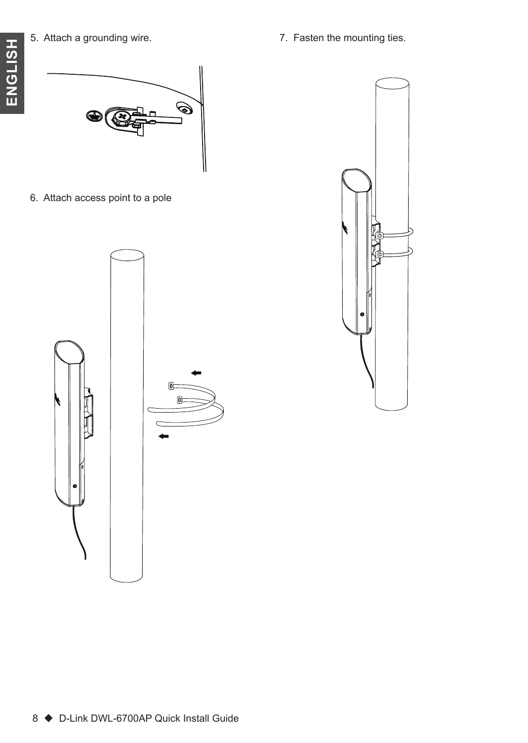5. Attach a grounding wire.

6. Attach access point to a pole

7. Fasten the mounting ties.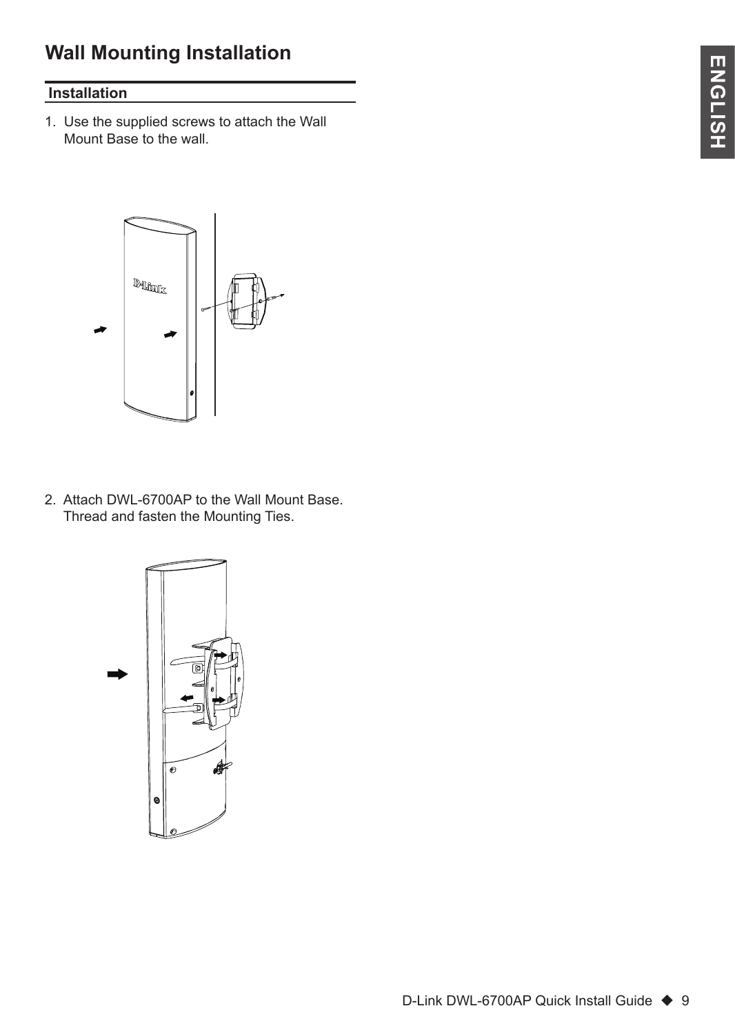# Wall Mounting Installation

## Installation

1. Use the supplied screws to attach the Wall Mount Base to the wall.

2. Attach DWL-6700AP to the Wall Mount Base. Thread and fasten the Mounting Ties.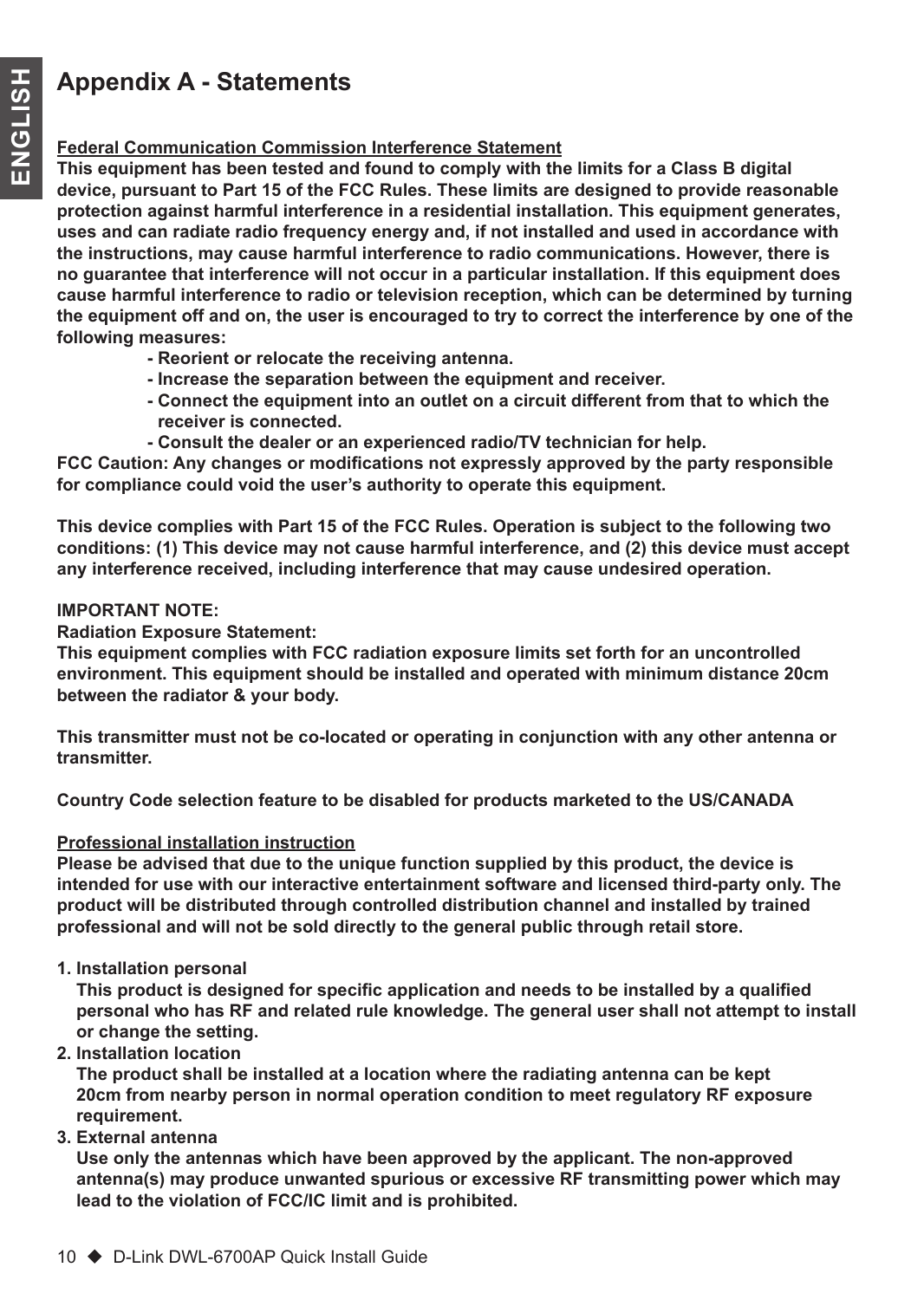# Appendix A - Statements

**<u>Federal Communication Commission Interference Statement</u>**

**This equipment has been tested and found to comply with the limits for a Class B digital device, pursuant to Part 15 of the FCC Rules. These limits are designed to provide reasonable protection against harmful interference in a residential installation. This equipment generates, uses and can radiate radio frequency energy and, if not installed and used in accordance with the instructions, may cause harmful interference to radio communications. However, there is no guarantee that interference will not occur in a particular installation. If this equipment does cause harmful interference to radio or television reception, which can be determined by turning the equipment off and on, the user is encouraged to try to correct the interference by one of the following measures:**

- **Reorient or relocate the receiving antenna.**
- **Increase the separation between the equipment and receiver.**
- **Connect the equipment into an outlet on a circuit different from that to which the receiver is connected.**
- **Consult the dealer or an experienced radio/TV technician for help.**

**FCC Caution: Any changes or modifications not expressly approved by the party responsible for compliance could void the user's authority to operate this equipment.**

**This device complies with Part 15 of the FCC Rules. Operation is subject to the following two conditions: (1) This device may not cause harmful interference, and (2) this device must accept any interference received, including interference that may cause undesired operation.**

**IMPORTANT NOTE:**

**Radiation Exposure Statement:**

**This equipment complies with FCC radiation exposure limits set forth for an uncontrolled environment. This equipment should be installed and operated with minimum distance 20cm between the radiator & your body.**

**This transmitter must not be co-located or operating in conjunction with any other antenna or transmitter.**

**Country Code selection feature to be disabled for products marketed to the US/CANADA**

**<u>Professional installation instruction</u>**

**Please be advised that due to the unique function supplied by this product, the device is intended for use with our interactive entertainment software and licensed third-party only. The product will be distributed through controlled distribution channel and installed by trained professional and will not be sold directly to the general public through retail store.**

1. **Installation personal**
   **This product is designed for specific application and needs to be installed by a qualified personal who has RF and related rule knowledge. The general user shall not attempt to install or change the setting.**
2. **Installation location**
   **The product shall be installed at a location where the radiating antenna can be kept 20cm from nearby person in normal operation condition to meet regulatory RF exposure requirement.**
3. **External antenna**
   **Use only the antennas which have been approved by the applicant. The non-approved antenna(s) may produce unwanted spurious or excessive RF transmitting power which may lead to the violation of FCC/IC limit and is prohibited.**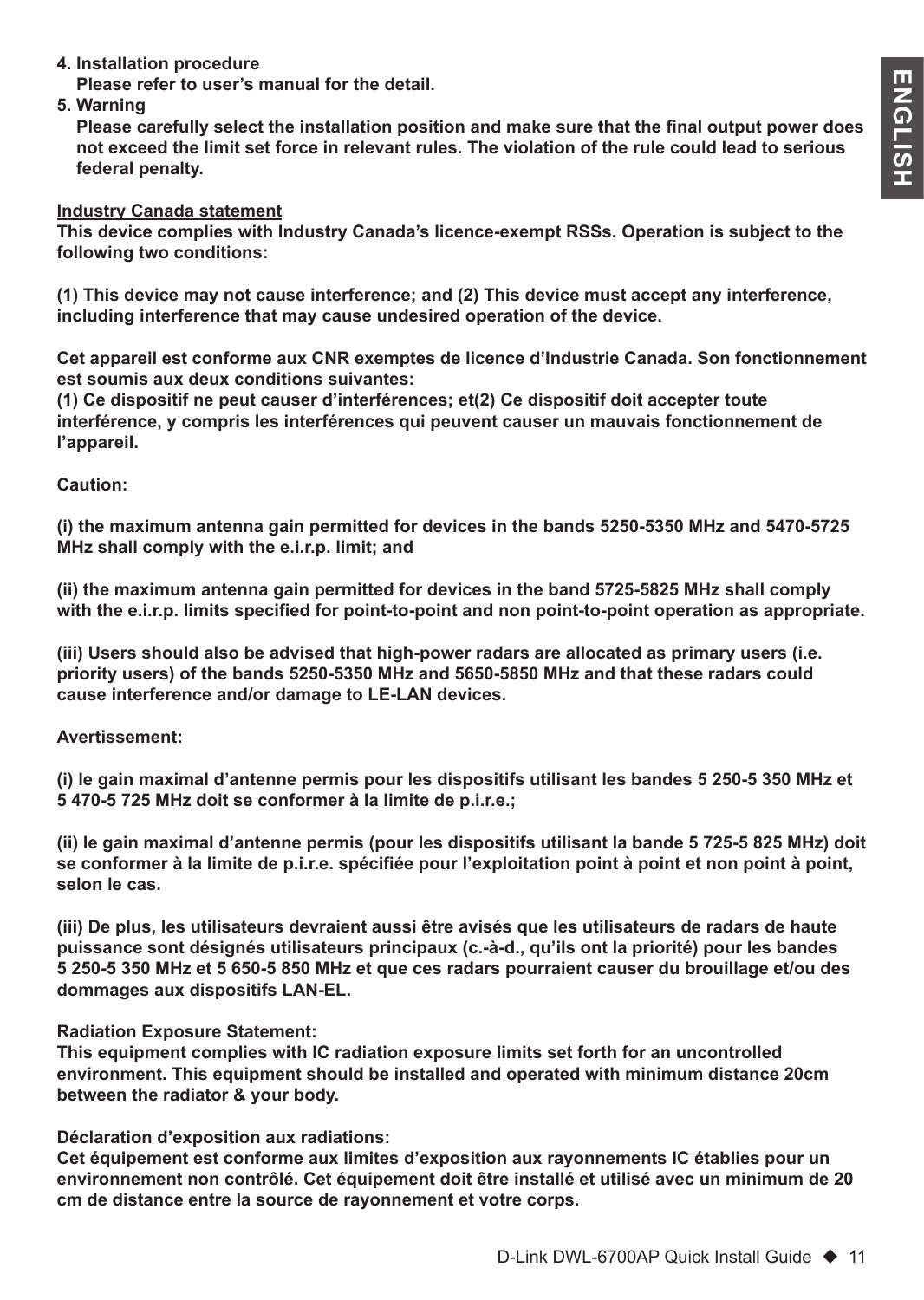**4. Installation procedure**

**Please refer to user's manual for the detail.**

**5. Warning**

**Please carefully select the installation position and make sure that the final output power does not exceed the limit set force in relevant rules. The violation of the rule could lead to serious federal penalty.**

**Industry Canada statement**

**This device complies with Industry Canada's licence-exempt RSSs. Operation is subject to the following two conditions:**

**(1) This device may not cause interference; and (2) This device must accept any interference, including interference that may cause undesired operation of the device.**

**Cet appareil est conforme aux CNR exemptes de licence d'Industrie Canada. Son fonctionnement est soumis aux deux conditions suivantes:**
**(1) Ce dispositif ne peut causer d'interférences; et(2) Ce dispositif doit accepter toute interférence, y compris les interférences qui peuvent causer un mauvais fonctionnement de l'appareil.**

**Caution:**

**(i) the maximum antenna gain permitted for devices in the bands 5250-5350 MHz and 5470-5725 MHz shall comply with the e.i.r.p. limit; and**

**(ii) the maximum antenna gain permitted for devices in the band 5725-5825 MHz shall comply with the e.i.r.p. limits specified for point-to-point and non point-to-point operation as appropriate.**

**(iii) Users should also be advised that high-power radars are allocated as primary users (i.e. priority users) of the bands 5250-5350 MHz and 5650-5850 MHz and that these radars could cause interference and/or damage to LE-LAN devices.**

**Avertissement:**

**(i) le gain maximal d'antenne permis pour les dispositifs utilisant les bandes 5 250-5 350 MHz et 5 470-5 725 MHz doit se conformer à la limite de p.i.r.e.;**

**(ii) le gain maximal d'antenne permis (pour les dispositifs utilisant la bande 5 725-5 825 MHz) doit se conformer à la limite de p.i.r.e. spécifiée pour l'exploitation point à point et non point à point, selon le cas.**

**(iii) De plus, les utilisateurs devraient aussi être avisés que les utilisateurs de radars de haute puissance sont désignés utilisateurs principaux (c.-à-d., qu'ils ont la priorité) pour les bandes 5 250-5 350 MHz et 5 650-5 850 MHz et que ces radars pourraient causer du brouillage et/ou des dommages aux dispositifs LAN-EL.**

**Radiation Exposure Statement:**
**This equipment complies with IC radiation exposure limits set forth for an uncontrolled environment. This equipment should be installed and operated with minimum distance 20cm between the radiator & your body.**

**Déclaration d'exposition aux radiations:**
**Cet équipement est conforme aux limites d'exposition aux rayonnements IC établies pour un environnement non contrôlé. Cet équipement doit être installé et utilisé avec un minimum de 20 cm de distance entre la source de rayonnement et votre corps.**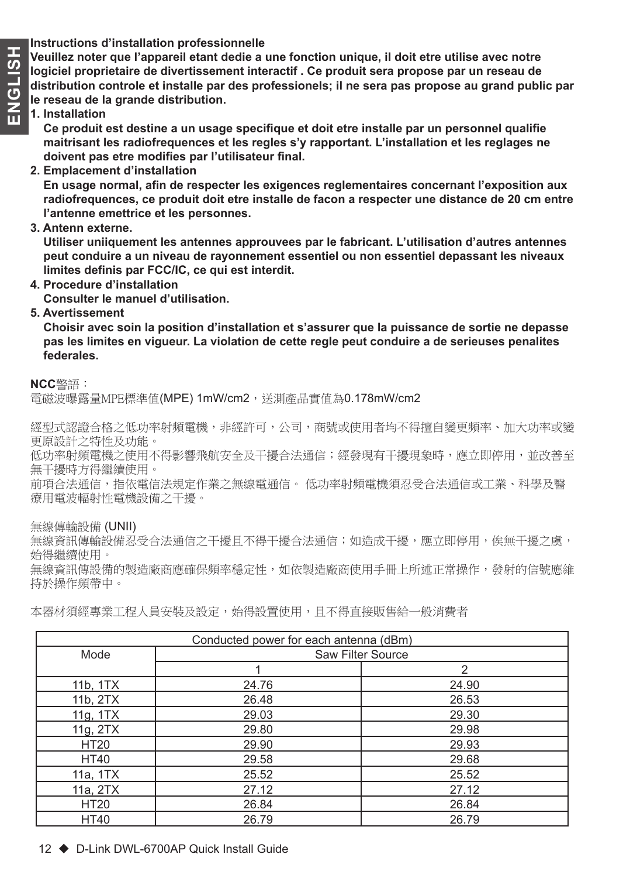**Instructions d'installation professionnelle**

**Veuillez noter que l'appareil etant dedie a une fonction unique, il doit etre utilise avec notre logiciel proprietaire de divertissement interactif . Ce produit sera propose par un reseau de distribution controle et installe par des professionels; il ne sera pas propose au grand public par le reseau de la grande distribution.**

**1. Installation**

**Ce produit est destine a un usage specifique et doit etre installe par un personnel qualifie maitrisant les radiofrequences et les regles s'y rapportant. L'installation et les reglages ne doivent pas etre modifies par l'utilisateur final.**

**2. Emplacement d'installation**

**En usage normal, afin de respecter les exigences reglementaires concernant l'exposition aux radiofrequences, ce produit doit etre installe de facon a respecter une distance de 20 cm entre l'antenne emettrice et les personnes.**

**3. Antenn externe.**

**Utiliser uniiquement les antennes approuvees par le fabricant. L'utilisation d'autres antennes peut conduire a un niveau de rayonnement essentiel ou non essentiel depassant les niveaux limites definis par FCC/IC, ce qui est interdit.**

**4. Procedure d'installation**

**Consulter le manuel d'utilisation.**

**5. Avertissement**

**Choisir avec soin la position d'installation et s'assurer que la puissance de sortie ne depasse pas les limites en vigueur. La violation de cette regle peut conduire a de serieuses penalites federales.**

**NCC**警語：

電磁波曝露量MPE標準值(MPE) 1mW/cm2，送測產品實值為0.178mW/cm2

經型式認證合格之低功率射頻電機，非經許可，公司，商號或使用者均不得擅自變更頻率、加大功率或變更原設計之特性及功能。

低功率射頻電機之使用不得影響飛航安全及干擾合法通信；經發現有干擾現象時，應立即停用，並改善至無干擾時方得繼續使用。

前項合法通信，指依電信法規定作業之無線電通信。 低功率射頻電機須忍受合法通信或工業、科學及醫療用電波輻射性電機設備之干擾。

無線傳輸設備 (UNII)

無線資訊傳輸設備忍受合法通信之干擾且不得干擾合法通信；如造成干擾，應立即停用，俟無干擾之虞，始得繼續使用。

無線資訊傳設備的製造廠商應確保頻率穩定性，如依製造廠商使用手冊上所述正常操作，發射的信號應維持於操作頻帶中。

本器材須經專業工程人員安裝及設定，始得設置使用，且不得直接販售給一般消費者

| Conducted power for each antenna (dBm) | | |
|---|---|---|
| Mode | Saw Filter Source | |
| | 1 | 2 |
| 11b, 1TX | 24.76 | 24.90 |
| 11b, 2TX | 26.48 | 26.53 |
| 11g, 1TX | 29.03 | 29.30 |
| 11g, 2TX | 29.80 | 29.98 |
| HT20 | 29.90 | 29.93 |
| HT40 | 29.58 | 29.68 |
| 11a, 1TX | 25.52 | 25.52 |
| 11a, 2TX | 27.12 | 27.12 |
| HT20 | 26.84 | 26.84 |
| HT40 | 26.79 | 26.79 |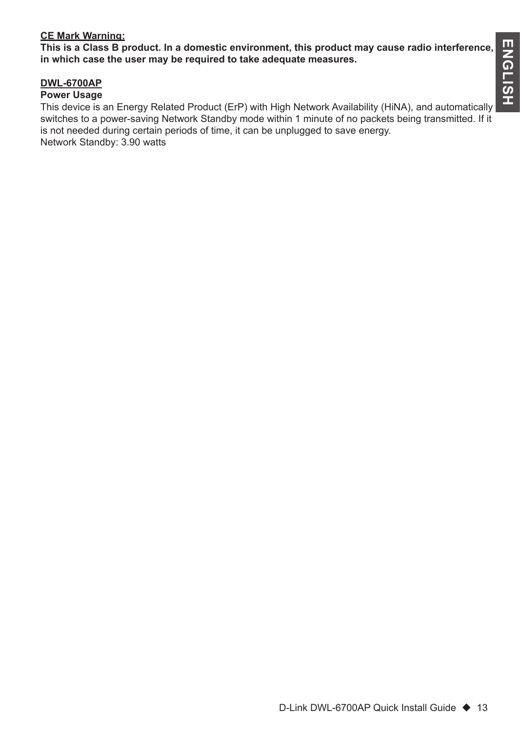**CE Mark Warning:**

**This is a Class B product. In a domestic environment, this product may cause radio interference, in which case the user may be required to take adequate measures.**

**DWL-6700AP**

**Power Usage**

This device is an Energy Related Product (ErP) with High Network Availability (HiNA), and automatically switches to a power-saving Network Standby mode within 1 minute of no packets being transmitted. If it is not needed during certain periods of time, it can be unplugged to save energy.

Network Standby: 3.90 watts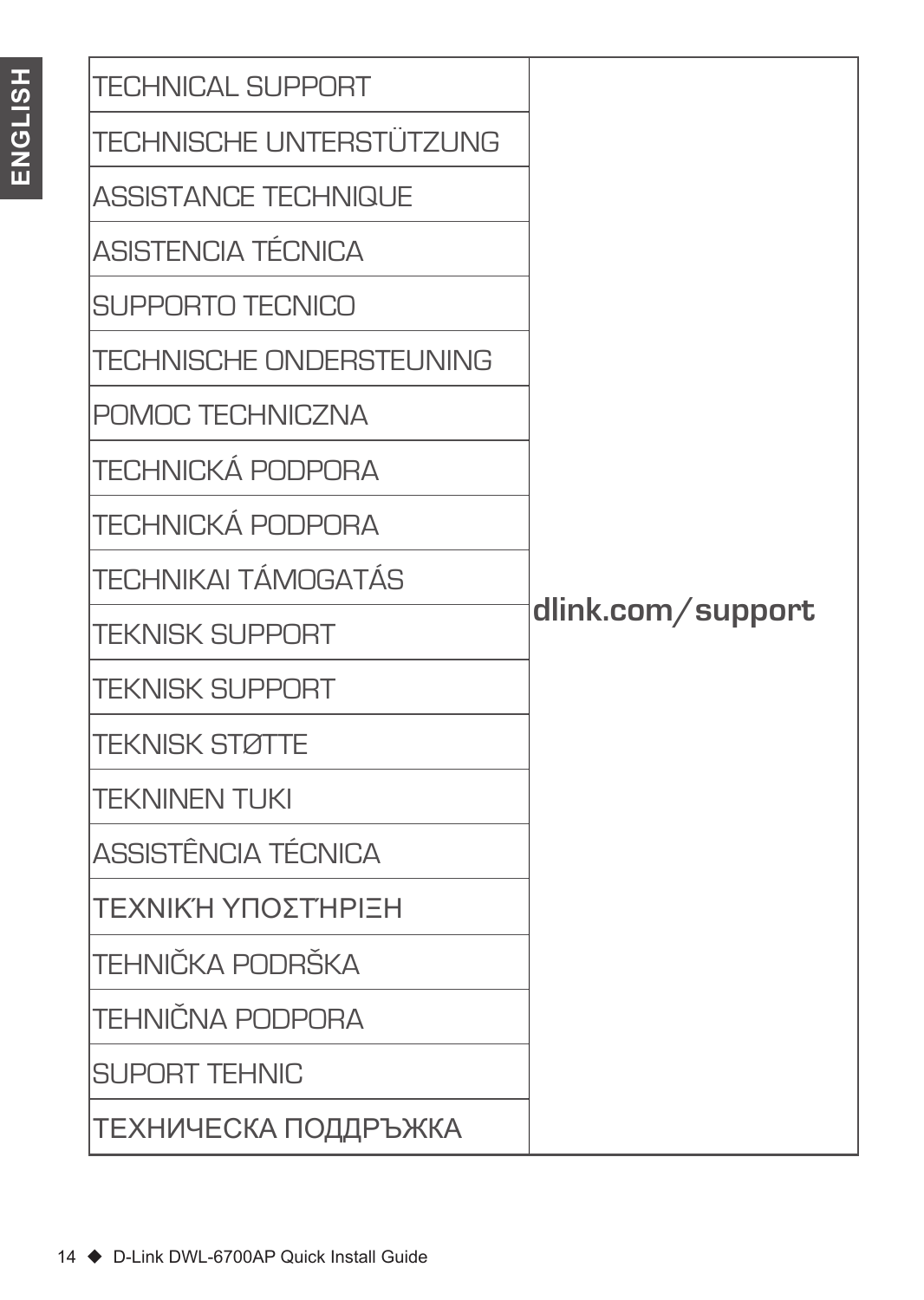ENGLISH

| | |
|---|---|
| TECHNICAL SUPPORT | dlink.com/support |
| TECHNISCHE UNTERSTÜTZUNG | |
| ASSISTANCE TECHNIQUE | |
| ASISTENCIA TÉCNICA | |
| SUPPORTO TECNICO | |
| TECHNISCHE ONDERSTEUNING | |
| POMOC TECHNICZNA | |
| TECHNICKÁ PODPORA | |
| TECHNICKÁ PODPORA | |
| TECHNIKAI TÁMOGATÁS | |
| TEKNISK SUPPORT | |
| TEKNISK SUPPORT | |
| TEKNISK STØTTE | |
| TEKNINEN TUKI | |
| ASSISTÊNCIA TÉCNICA | |
| ΤΕΧΝΙΚΉ ΥΠΟΣΤΉΡΙΞΗ | |
| TEHNIČKA PODRŠKA | |
| TEHNIČNA PODPORA | |
| SUPORT TEHNIC | |
| ТЕХНИЧЕСКА ПОДДРЪЖКА | |